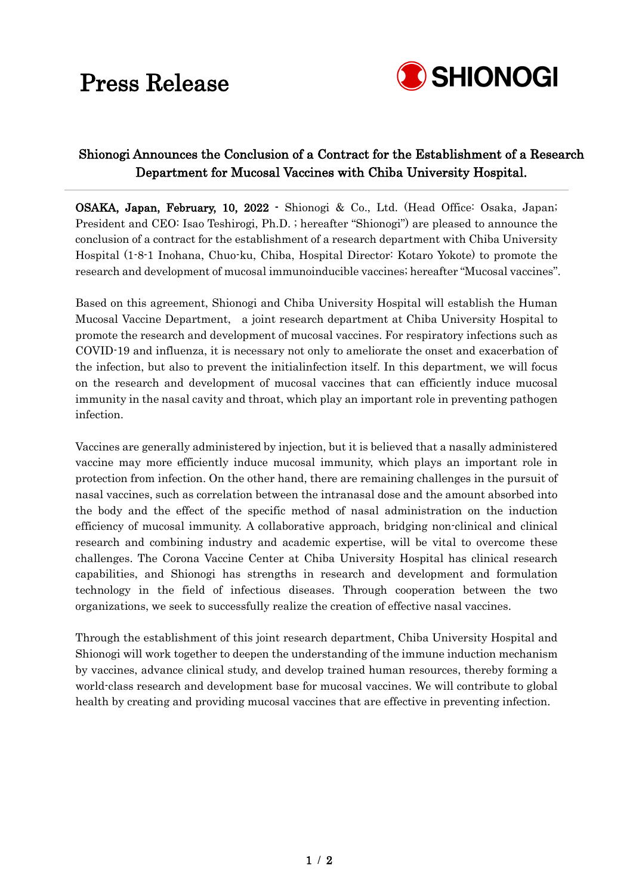# Press Release

SHIONOGI

## Shionogi Announces the Conclusion of a Contract for the Establishment of a Research Department for Mucosal Vaccines with Chiba University Hospital.

**OSAKA, Japan, February, 10, 2022 -** Shionogi & Co., Ltd. (Head Office: Osaka, Japan; President and CEO: Isao Teshirogi, Ph.D. ; hereafter "Shionogi") are pleased to announce the conclusion of a contract for the establishment of a research department with Chiba University Hospital (1-8-1 Inohana, Chuo-ku, Chiba, Hospital Director: Kotaro Yokote) to promote the research and development of mucosal immunoinducible vaccines; hereafter "Mucosal vaccines".

Based on this agreement, Shionogi and Chiba University Hospital will establish the Human Mucosal Vaccine Department, a joint research department at Chiba University Hospital to promote the research and development of mucosal vaccines. For respiratory infections such as COVID-19 and influenza, it is necessary not only to ameliorate the onset and exacerbation of the infection, but also to prevent the initialinfection itself. In this department, we will focus on the research and development of mucosal vaccines that can efficiently induce mucosal immunity in the nasal cavity and throat, which play an important role in preventing pathogen infection.

Vaccines are generally administered by injection, but it is believed that a nasally administered vaccine may more efficiently induce mucosal immunity, which plays an important role in protection from infection. On the other hand, there are remaining challenges in the pursuit of nasal vaccines, such as correlation between the intranasal dose and the amount absorbed into the body and the effect of the specific method of nasal administration on the induction efficiency of mucosal immunity. A collaborative approach, bridging non-clinical and clinical research and combining industry and academic expertise, will be vital to overcome these challenges. The Corona Vaccine Center at Chiba University Hospital has clinical research capabilities, and Shionogi has strengths in research and development and formulation technology in the field of infectious diseases. Through cooperation between the two organizations, we seek to successfully realize the creation of effective nasal vaccines.

Through the establishment of this joint research department, Chiba University Hospital and Shionogi will work together to deepen the understanding of the immune induction mechanism by vaccines, advance clinical study, and develop trained human resources, thereby forming a world-class research and development base for mucosal vaccines. We will contribute to global health by creating and providing mucosal vaccines that are effective in preventing infection.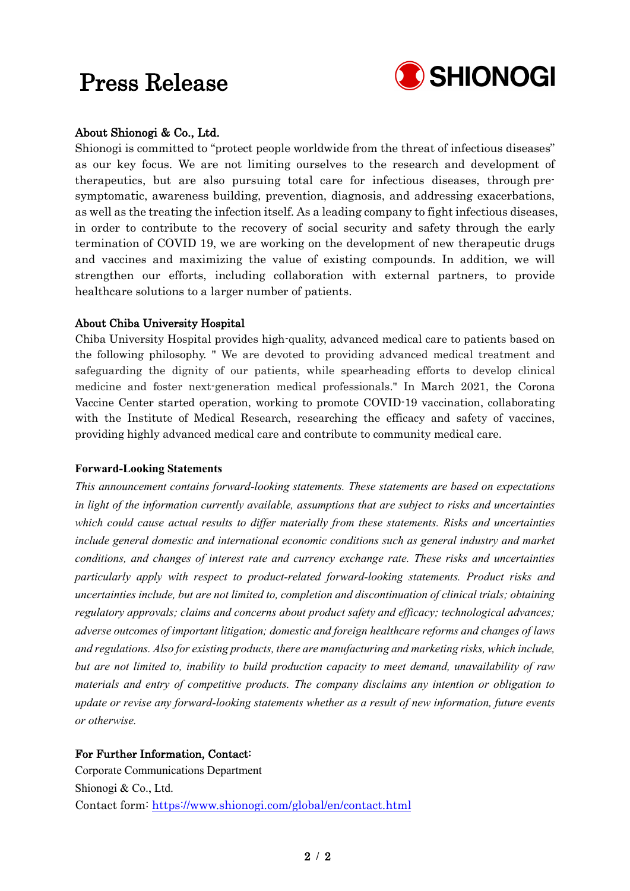# Press Release

## About Shionogi & Co., Ltd.

Shionogi is committed to "protect people worldwide from the threat of infectious diseases" as our key focus. We are not limiting ourselves to the research and development of therapeutics, but are also pursuing total care for infectious diseases, through pre-symptomatic, awareness building, prevention, diagnosis, and addressing exacerbations, as well as the treating the infection itself. As a leading company to fight infectious diseases, in order to contribute to the recovery of social security and safety through the early termination of COVID 19, we are working on the development of new therapeutic drugs and vaccines and maximizing the value of existing compounds. In addition, we will strengthen our efforts, including collaboration with external partners, to provide healthcare solutions to a larger number of patients.

## About Chiba University Hospital

Chiba University Hospital provides high-quality, advanced medical care to patients based on the following philosophy. " We are devoted to providing advanced medical treatment and safeguarding the dignity of our patients, while spearheading efforts to develop clinical medicine and foster next-generation medical professionals." In March 2021, the Corona Vaccine Center started operation, working to promote COVID-19 vaccination, collaborating with the Institute of Medical Research, researching the efficacy and safety of vaccines, providing highly advanced medical care and contribute to community medical care.

## Forward-Looking Statements

*This announcement contains forward-looking statements. These statements are based on expectations in light of the information currently available, assumptions that are subject to risks and uncertainties which could cause actual results to differ materially from these statements. Risks and uncertainties include general domestic and international economic conditions such as general industry and market conditions, and changes of interest rate and currency exchange rate. These risks and uncertainties particularly apply with respect to product-related forward-looking statements. Product risks and uncertainties include, but are not limited to, completion and discontinuation of clinical trials; obtaining regulatory approvals; claims and concerns about product safety and efficacy; technological advances; adverse outcomes of important litigation; domestic and foreign healthcare reforms and changes of laws and regulations. Also for existing products, there are manufacturing and marketing risks, which include, but are not limited to, inability to build production capacity to meet demand, unavailability of raw materials and entry of competitive products. The company disclaims any intention or obligation to update or revise any forward-looking statements whether as a result of new information, future events or otherwise.*

## For Further Information, Contact:

Corporate Communications Department
Shionogi & Co., Ltd.
Contact form: https://www.shionogi.com/global/en/contact.html